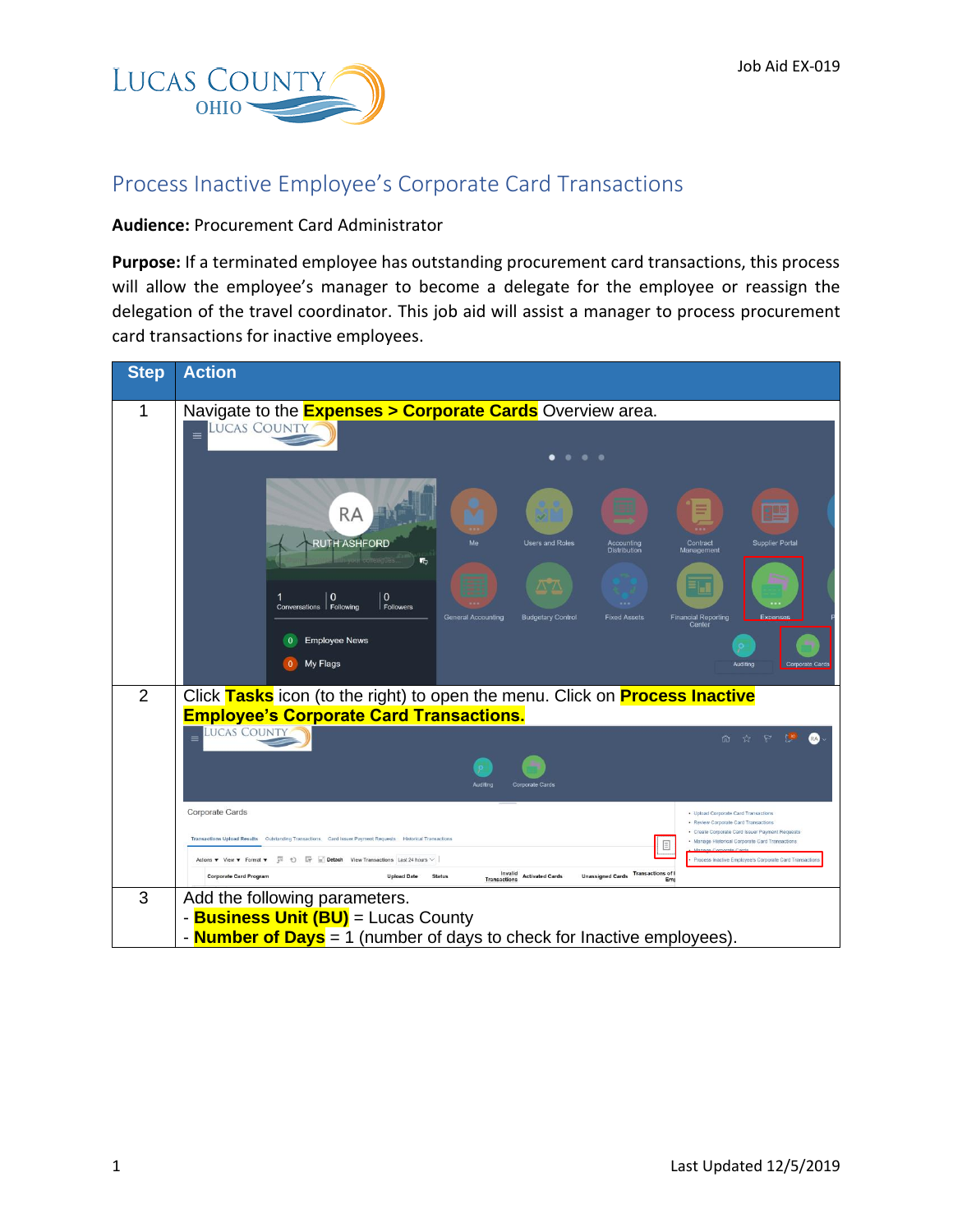# Process Inactive Employee's Corporate Card Transactions

**Audience:** Procurement Card Administrator

**Purpose:** If a terminated employee has outstanding procurement card transactions, this process will allow the employee's manager to become a delegate for the employee or reassign the delegation of the travel coordinator. This job aid will assist a manager to process procurement card transactions for inactive employees.

| Step | Action |
| --- | --- |
| 1 | Navigate to the **Expenses > Corporate Cards** Overview area. |
| 2 | Click **Tasks** icon (to the right) to open the menu. Click on **Process Inactive Employee's Corporate Card Transactions.** |
| 3 | Add the following parameters.<br>- **Business Unit (BU)** = Lucas County<br>- **Number of Days** = 1 (number of days to check for Inactive employees). |

Last Updated 12/5/2019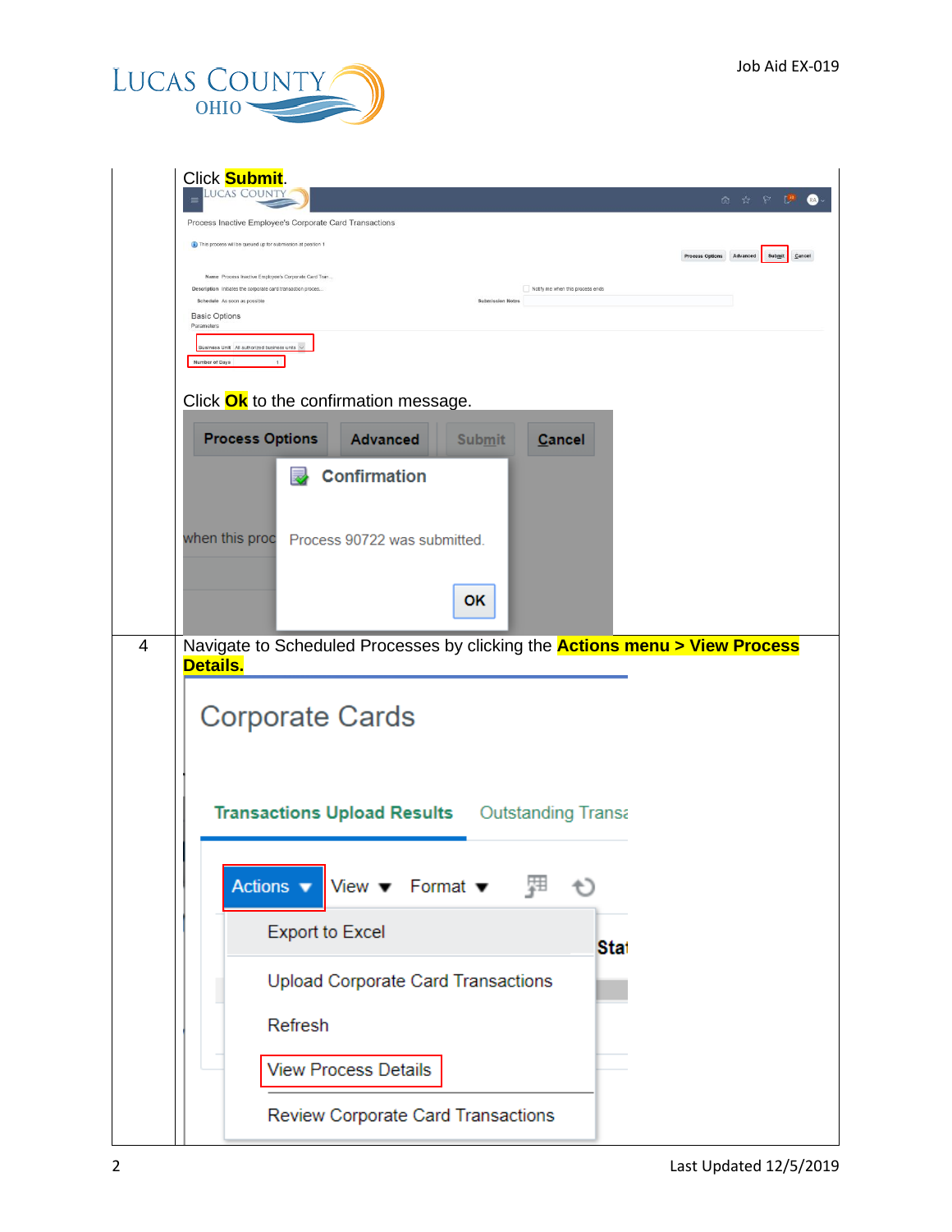| | |
|---|---|
| | Click **Submit**. |
| | Click **Ok** to the confirmation message. |
| 4 | Navigate to Scheduled Processes by clicking the **Actions menu > View Process Details.** |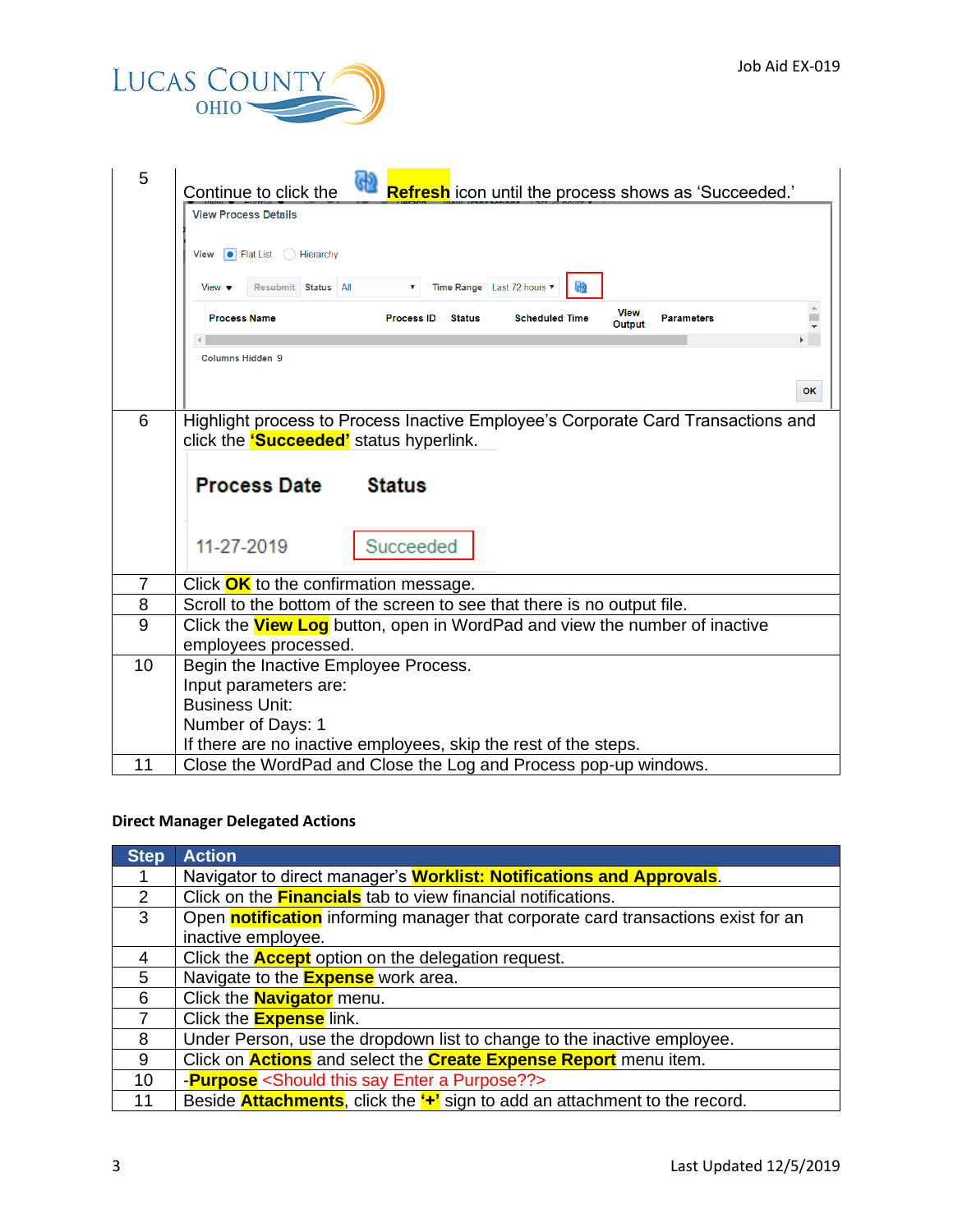| | |
|---|---|
| 5 | Continue to click the **Refresh** icon until the process shows as 'Succeeded.' |
| 6 | Highlight process to Process Inactive Employee's Corporate Card Transactions and click the **'Succeeded'** status hyperlink. |
| 7 | Click **OK** to the confirmation message. |
| 8 | Scroll to the bottom of the screen to see that there is no output file. |
| 9 | Click the **View Log** button, open in WordPad and view the number of inactive employees processed. |
| 10 | Begin the Inactive Employee Process.<br>Input parameters are:<br>Business Unit:<br>Number of Days: 1<br>If there are no inactive employees, skip the rest of the steps. |
| 11 | Close the WordPad and Close the Log and Process pop-up windows. |

**Direct Manager Delegated Actions**

| Step | Action |
|---|---|
| 1 | Navigator to direct manager's **Worklist: Notifications and Approvals**. |
| 2 | Click on the **Financials** tab to view financial notifications. |
| 3 | Open **notification** informing manager that corporate card transactions exist for an inactive employee. |
| 4 | Click the **Accept** option on the delegation request. |
| 5 | Navigate to the **Expense** work area. |
| 6 | Click the **Navigator** menu. |
| 7 | Click the **Expense** link. |
| 8 | Under Person, use the dropdown list to change to the inactive employee. |
| 9 | Click on **Actions** and select the **Create Expense Report** menu item. |
| 10 | -**Purpose** <Should this say Enter a Purpose??> |
| 11 | Beside **Attachments**, click the **'+'** sign to add an attachment to the record. |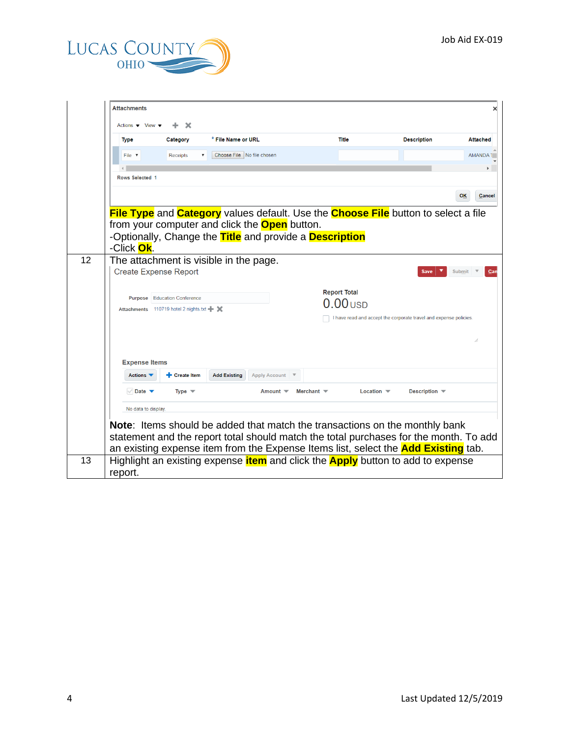| | |
|---|---|
| | **File Type** and **Category** values default. Use the **Choose File** button to select a file from your computer and click the **Open** button.<br>-Optionally, Change the **Title** and provide a **Description**<br>-Click **Ok**. |
| 12 | The attachment is visible in the page.<br>**Note**: Items should be added that match the transactions on the monthly bank statement and the report total should match the total purchases for the month. To add an existing expense item from the Expense Items list, select the **Add Existing** tab. |
| 13 | Highlight an existing expense **item** and click the **Apply** button to add to expense report. |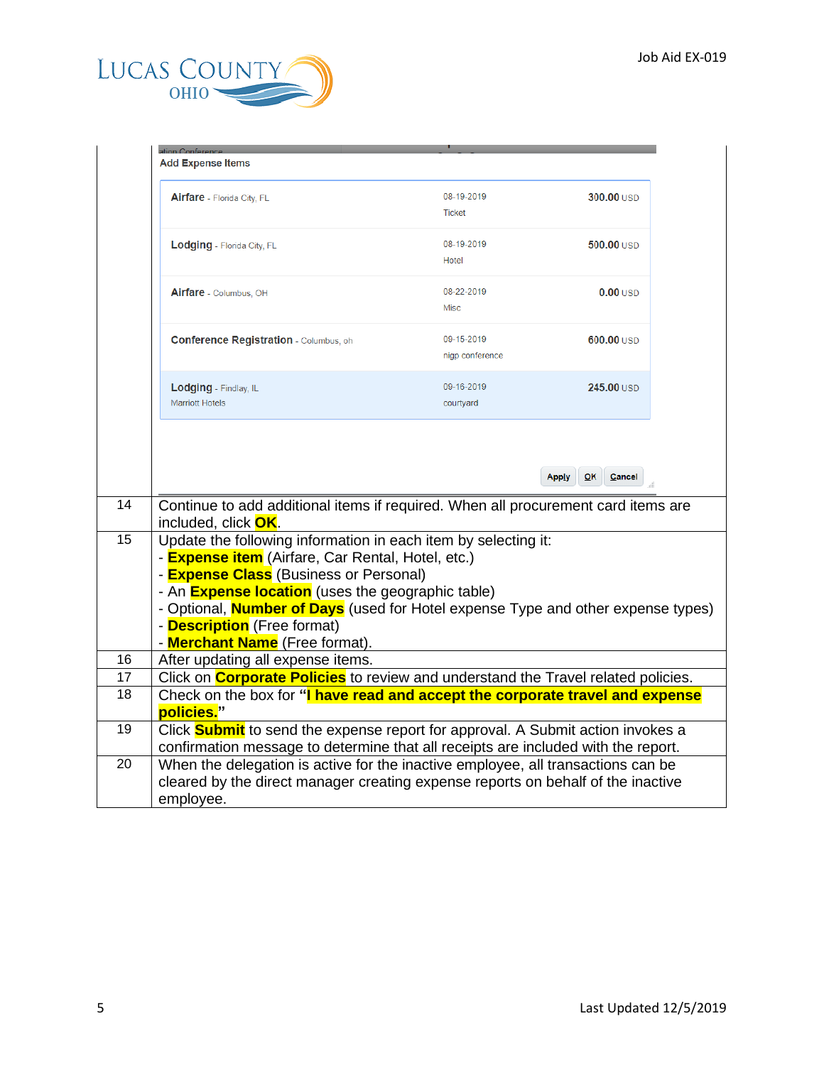| | |
|---|---|
| | Add Expense Items<br>Airfare - Florida City, FL 08-19-2019 Ticket 300.00 USD<br>Lodging - Florida City, FL 08-19-2019 Hotel 500.00 USD<br>Airfare - Columbus, OH 08-22-2019 Misc 0.00 USD<br>Conference Registration - Columbus, oh 09-15-2019 nigp conference 600.00 USD<br>Lodging - Findlay, IL Marriott Hotels 09-16-2019 courtyard 245.00 USD<br>Apply OK Cancel |
| 14 | Continue to add additional items if required. When all procurement card items are included, click **OK**. |
| 15 | Update the following information in each item by selecting it:<br>- **Expense item** (Airfare, Car Rental, Hotel, etc.)<br>- **Expense Class** (Business or Personal)<br>- An **Expense location** (uses the geographic table)<br>- Optional, **Number of Days** (used for Hotel expense Type and other expense types)<br>- **Description** (Free format)<br>- **Merchant Name** (Free format). |
| 16 | After updating all expense items. |
| 17 | Click on **Corporate Policies** to review and understand the Travel related policies. |
| 18 | Check on the box for **"I have read and accept the corporate travel and expense policies."** |
| 19 | Click **Submit** to send the expense report for approval. A Submit action invokes a confirmation message to determine that all receipts are included with the report. |
| 20 | When the delegation is active for the inactive employee, all transactions can be cleared by the direct manager creating expense reports on behalf of the inactive employee. |